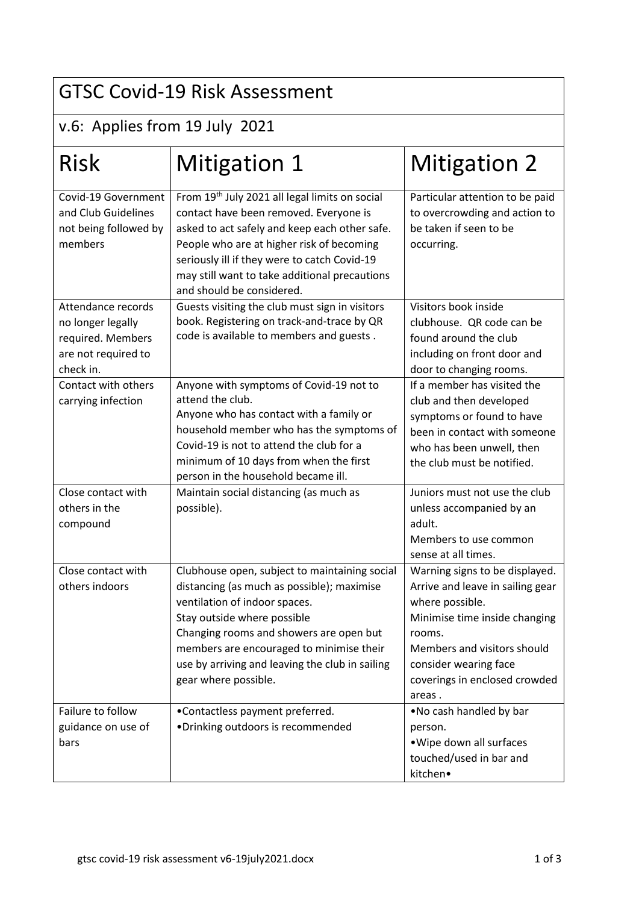# GTSC Covid-19 Risk Assessment

## v.6: Applies from 19 July 2021

| Risk | Mitigation 1 | Mitigation 2 |
|---|---|---|
| Covid-19 Government and Club Guidelines not being followed by members | From 19th July 2021 all legal limits on social contact have been removed. Everyone is asked to act safely and keep each other safe. People who are at higher risk of becoming seriously ill if they were to catch Covid-19 may still want to take additional precautions and should be considered. | Particular attention to be paid to overcrowding and action to be taken if seen to be occurring. |
| Attendance records no longer legally required. Members are not required to check in. | Guests visiting the club must sign in visitors book. Registering on track-and-trace by QR code is available to members and guests . | Visitors book inside clubhouse. QR code can be found around the club including on front door and door to changing rooms. |
| Contact with others carrying infection | Anyone with symptoms of Covid-19 not to attend the club.<br>Anyone who has contact with a family or household member who has the symptoms of Covid-19 is not to attend the club for a minimum of 10 days from when the first person in the household became ill. | If a member has visited the club and then developed symptoms or found to have been in contact with someone who has been unwell, then the club must be notified. |
| Close contact with others in the compound | Maintain social distancing (as much as possible). | Juniors must not use the club unless accompanied by an adult.<br>Members to use common sense at all times. |
| Close contact with others indoors | Clubhouse open, subject to maintaining social distancing (as much as possible); maximise ventilation of indoor spaces.<br>Stay outside where possible<br>Changing rooms and showers are open but members are encouraged to minimise their use by arriving and leaving the club in sailing gear where possible. | Warning signs to be displayed.<br>Arrive and leave in sailing gear where possible.<br>Minimise time inside changing rooms.<br>Members and visitors should consider wearing face coverings in enclosed crowded areas . |
| Failure to follow guidance on use of bars | •Contactless payment preferred.<br>•Drinking outdoors is recommended | •No cash handled by bar person.<br>•Wipe down all surfaces touched/used in bar and kitchen• |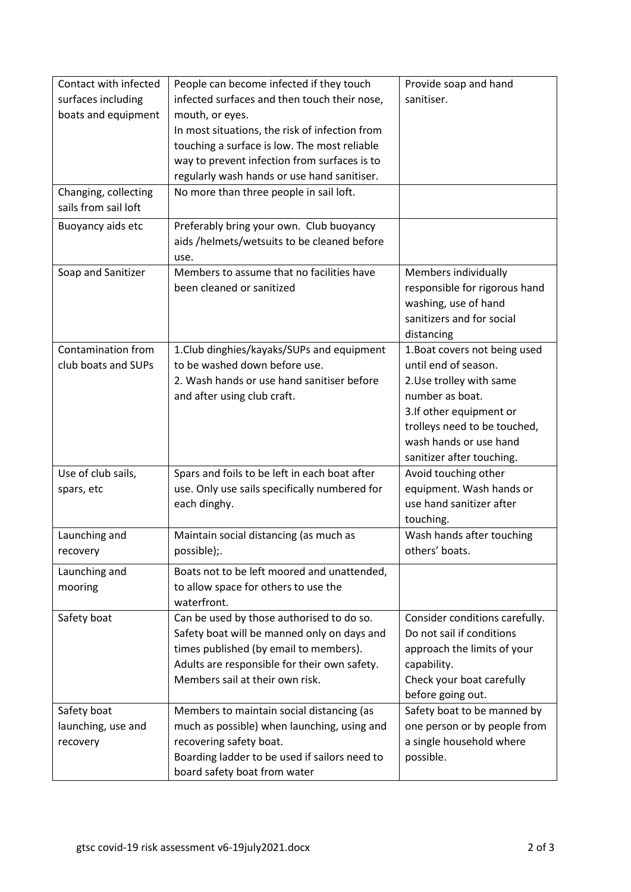| | | |
|---|---|---|
| Contact with infected surfaces including boats and equipment | People can become infected if they touch infected surfaces and then touch their nose, mouth, or eyes.<br>In most situations, the risk of infection from touching a surface is low. The most reliable way to prevent infection from surfaces is to regularly wash hands or use hand sanitiser. | Provide soap and hand sanitiser. |
| Changing, collecting sails from sail loft | No more than three people in sail loft. | |
| Buoyancy aids etc | Preferably bring your own. Club buoyancy aids /helmets/wetsuits to be cleaned before use. | |
| Soap and Sanitizer | Members to assume that no facilities have been cleaned or sanitized | Members individually responsible for rigorous hand washing, use of hand sanitizers and for social distancing |
| Contamination from club boats and SUPs | 1.Club dinghies/kayaks/SUPs and equipment to be washed down before use.<br>2. Wash hands or use hand sanitiser before and after using club craft. | 1.Boat covers not being used until end of season.<br>2.Use trolley with same number as boat.<br>3.If other equipment or trolleys need to be touched, wash hands or use hand sanitizer after touching. |
| Use of club sails, spars, etc | Spars and foils to be left in each boat after use. Only use sails specifically numbered for each dinghy. | Avoid touching other equipment. Wash hands or use hand sanitizer after touching. |
| Launching and recovery | Maintain social distancing (as much as possible);. | Wash hands after touching others' boats. |
| Launching and mooring | Boats not to be left moored and unattended, to allow space for others to use the waterfront. | |
| Safety boat | Can be used by those authorised to do so. Safety boat will be manned only on days and times published (by email to members).<br>Adults are responsible for their own safety.<br>Members sail at their own risk. | Consider conditions carefully. Do not sail if conditions approach the limits of your capability.<br>Check your boat carefully before going out. |
| Safety boat launching, use and recovery | Members to maintain social distancing (as much as possible) when launching, using and recovering safety boat.<br>Boarding ladder to be used if sailors need to board safety boat from water | Safety boat to be manned by one person or by people from a single household where possible. |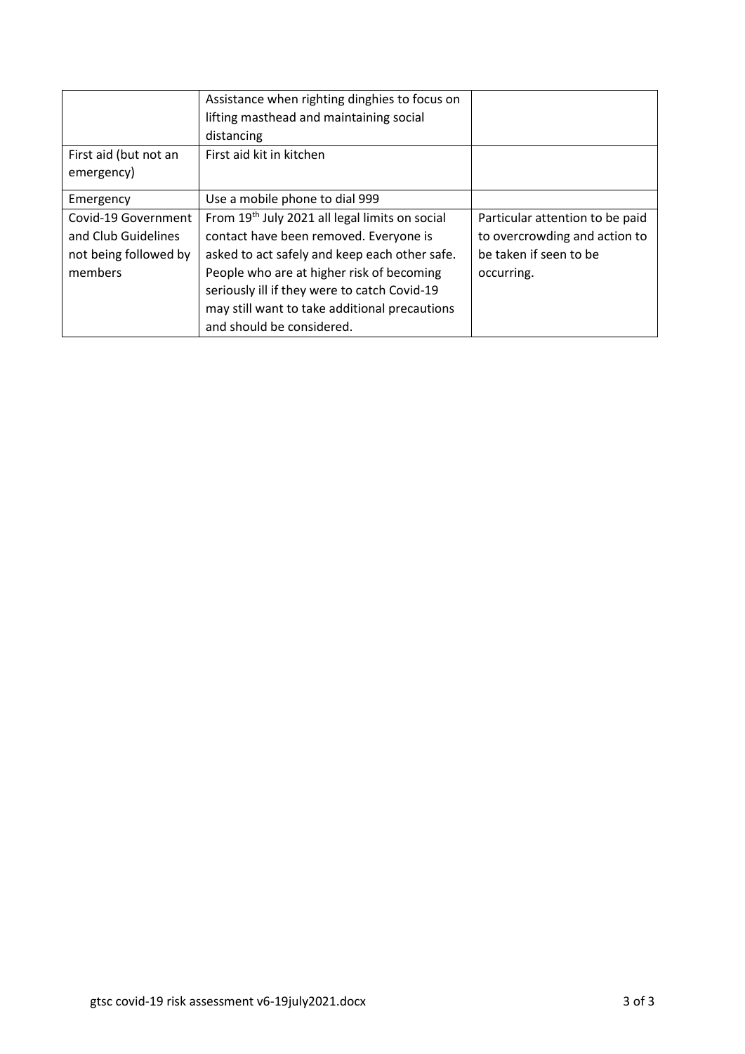| | | |
|---|---|---|
| | Assistance when righting dinghies to focus on lifting masthead and maintaining social distancing | |
| First aid (but not an emergency) | First aid kit in kitchen | |
| Emergency | Use a mobile phone to dial 999 | |
| Covid-19 Government and Club Guidelines not being followed by members | From 19th July 2021 all legal limits on social contact have been removed. Everyone is asked to act safely and keep each other safe. People who are at higher risk of becoming seriously ill if they were to catch Covid-19 may still want to take additional precautions and should be considered. | Particular attention to be paid to overcrowding and action to be taken if seen to be occurring. |

gtsc covid-19 risk assessment v6-19july2021.docx